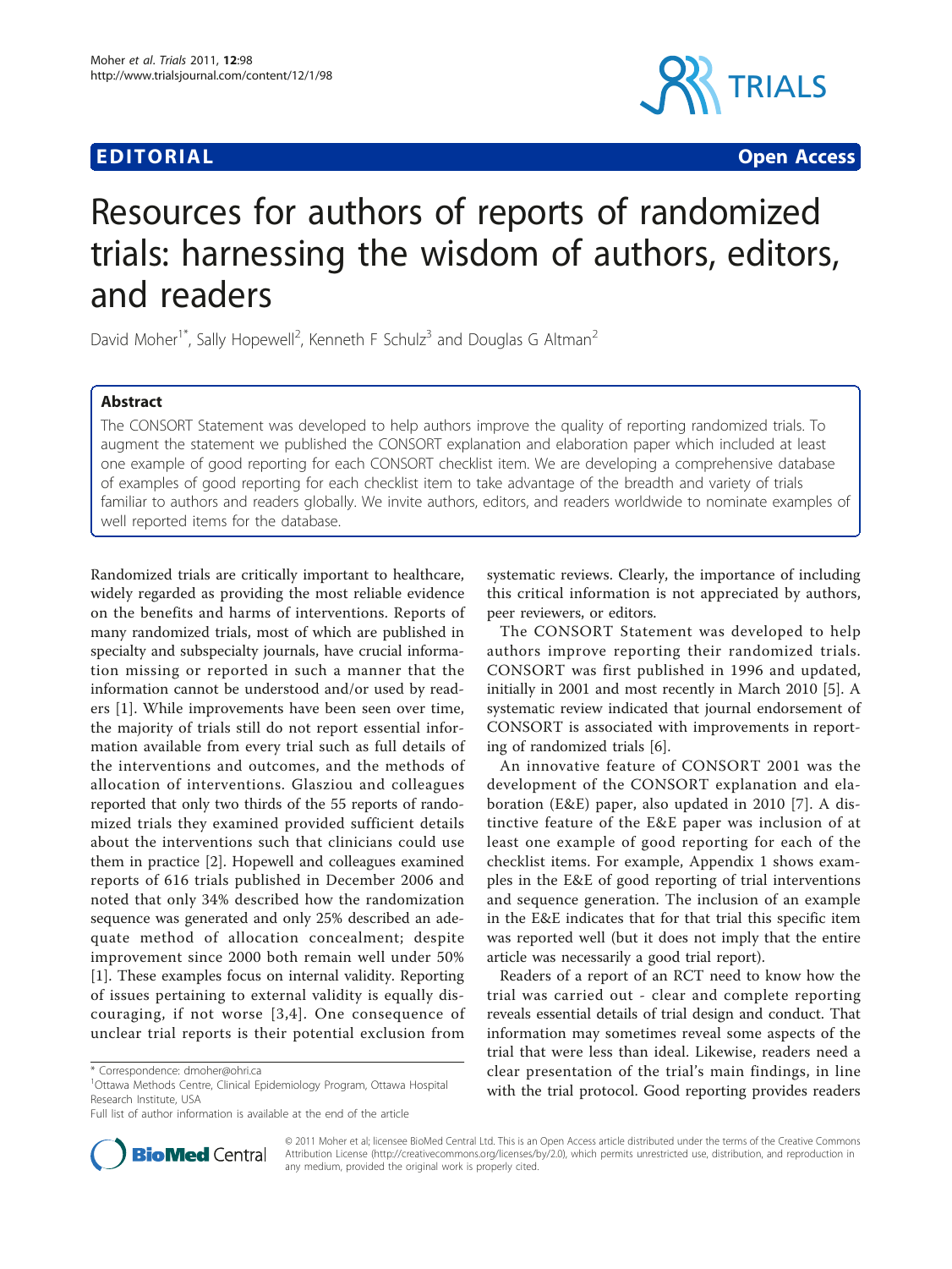**EDITORIAL** **Open Access**

# Resources for authors of reports of randomized trials: harnessing the wisdom of authors, editors, and readers

David Moher[1*], Sally Hopewell[2], Kenneth F Schulz[3] and Douglas G Altman[2]

## Abstract

The CONSORT Statement was developed to help authors improve the quality of reporting randomized trials. To augment the statement we published the CONSORT explanation and elaboration paper which included at least one example of good reporting for each CONSORT checklist item. We are developing a comprehensive database of examples of good reporting for each checklist item to take advantage of the breadth and variety of trials familiar to authors and readers globally. We invite authors, editors, and readers worldwide to nominate examples of well reported items for the database.

Randomized trials are critically important to healthcare, widely regarded as providing the most reliable evidence on the benefits and harms of interventions. Reports of many randomized trials, most of which are published in specialty and subspecialty journals, have crucial information missing or reported in such a manner that the information cannot be understood and/or used by readers [1]. While improvements have been seen over time, the majority of trials still do not report essential information available from every trial such as full details of the interventions and outcomes, and the methods of allocation of interventions. Glasziou and colleagues reported that only two thirds of the 55 reports of randomized trials they examined provided sufficient details about the interventions such that clinicians could use them in practice [2]. Hopewell and colleagues examined reports of 616 trials published in December 2006 and noted that only 34% described how the randomization sequence was generated and only 25% described an adequate method of allocation concealment; despite improvement since 2000 both remain well under 50% [1]. These examples focus on internal validity. Reporting of issues pertaining to external validity is equally discouraging, if not worse [3,4]. One consequence of unclear trial reports is their potential exclusion from systematic reviews. Clearly, the importance of including this critical information is not appreciated by authors, peer reviewers, or editors.

The CONSORT Statement was developed to help authors improve reporting their randomized trials. CONSORT was first published in 1996 and updated, initially in 2001 and most recently in March 2010 [5]. A systematic review indicated that journal endorsement of CONSORT is associated with improvements in reporting of randomized trials [6].

An innovative feature of CONSORT 2001 was the development of the CONSORT explanation and elaboration (E&E) paper, also updated in 2010 [7]. A distinctive feature of the E&E paper was inclusion of at least one example of good reporting for each of the checklist items. For example, Appendix 1 shows examples in the E&E of good reporting of trial interventions and sequence generation. The inclusion of an example in the E&E indicates that for that trial this specific item was reported well (but it does not imply that the entire article was necessarily a good trial report).

Readers of a report of an RCT need to know how the trial was carried out - clear and complete reporting reveals essential details of trial design and conduct. That information may sometimes reveal some aspects of the trial that were less than ideal. Likewise, readers need a clear presentation of the trial's main findings, in line with the trial protocol. Good reporting provides readers

\* Correspondence: dmoher@ohri.ca
[1]Ottawa Methods Centre, Clinical Epidemiology Program, Ottawa Hospital Research Institute, USA
Full list of author information is available at the end of the article

© 2011 Moher et al; licensee BioMed Central Ltd. This is an Open Access article distributed under the terms of the Creative Commons Attribution License (http://creativecommons.org/licenses/by/2.0), which permits unrestricted use, distribution, and reproduction in any medium, provided the original work is properly cited.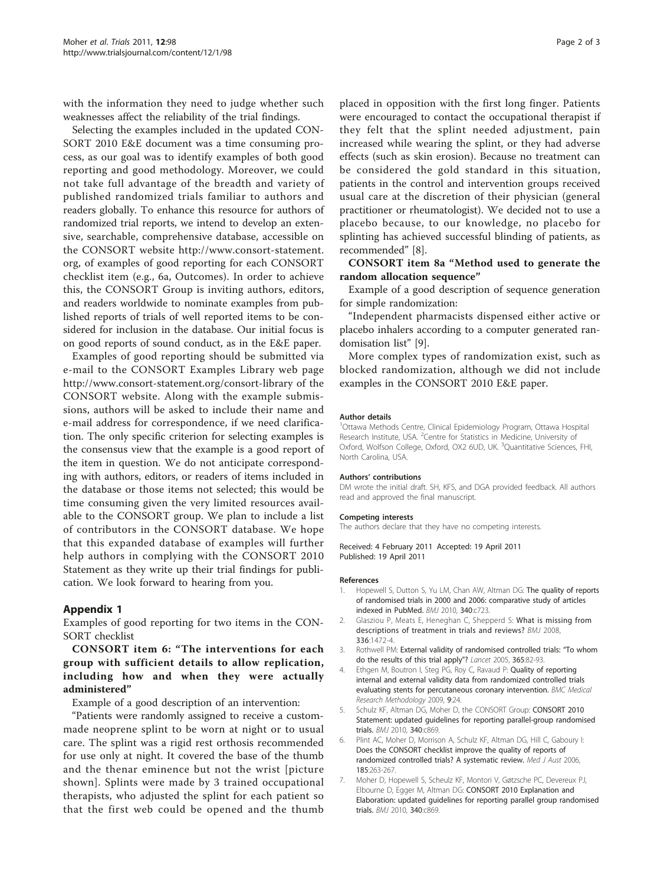with the information they need to judge whether such weaknesses affect the reliability of the trial findings.

Selecting the examples included in the updated CONSORT 2010 E&E document was a time consuming process, as our goal was to identify examples of both good reporting and good methodology. Moreover, we could not take full advantage of the breadth and variety of published randomized trials familiar to authors and readers globally. To enhance this resource for authors of randomized trial reports, we intend to develop an extensive, searchable, comprehensive database, accessible on the CONSORT website http://www.consort-statement.org, of examples of good reporting for each CONSORT checklist item (e.g., 6a, Outcomes). In order to achieve this, the CONSORT Group is inviting authors, editors, and readers worldwide to nominate examples from published reports of trials of well reported items to be considered for inclusion in the database. Our initial focus is on good reports of sound conduct, as in the E&E paper.

Examples of good reporting should be submitted via e-mail to the CONSORT Examples Library web page http://www.consort-statement.org/consort-library of the CONSORT website. Along with the example submissions, authors will be asked to include their name and e-mail address for correspondence, if we need clarification. The only specific criterion for selecting examples is the consensus view that the example is a good report of the item in question. We do not anticipate corresponding with authors, editors, or readers of items included in the database or those items not selected; this would be time consuming given the very limited resources available to the CONSORT group. We plan to include a list of contributors in the CONSORT database. We hope that this expanded database of examples will further help authors in complying with the CONSORT 2010 Statement as they write up their trial findings for publication. We look forward to hearing from you.

## Appendix 1

Examples of good reporting for two items in the CONSORT checklist

### CONSORT item 6: "The interventions for each group with sufficient details to allow replication, including how and when they were actually administered"

Example of a good description of an intervention:

"Patients were randomly assigned to receive a custom-made neoprene splint to be worn at night or to usual care. The splint was a rigid rest orthosis recommended for use only at night. It covered the base of the thumb and the thenar eminence but not the wrist [picture shown]. Splints were made by 3 trained occupational therapists, who adjusted the splint for each patient so that the first web could be opened and the thumb placed in opposition with the first long finger. Patients were encouraged to contact the occupational therapist if they felt that the splint needed adjustment, pain increased while wearing the splint, or they had adverse effects (such as skin erosion). Because no treatment can be considered the gold standard in this situation, patients in the control and intervention groups received usual care at the discretion of their physician (general practitioner or rheumatologist). We decided not to use a placebo because, to our knowledge, no placebo for splinting has achieved successful blinding of patients, as recommended" [8].

### CONSORT item 8a "Method used to generate the random allocation sequence"

Example of a good description of sequence generation for simple randomization:

"Independent pharmacists dispensed either active or placebo inhalers according to a computer generated randomisation list" [9].

More complex types of randomization exist, such as blocked randomization, although we did not include examples in the CONSORT 2010 E&E paper.

#### Author details

[1]Ottawa Methods Centre, Clinical Epidemiology Program, Ottawa Hospital Research Institute, USA. [2]Centre for Statistics in Medicine, University of Oxford, Wolfson College, Oxford, OX2 6UD, UK. [3]Quantitative Sciences, FHI, North Carolina, USA.

#### Authors' contributions

DM wrote the initial draft. SH, KFS, and DGA provided feedback. All authors read and approved the final manuscript.

#### Competing interests

The authors declare that they have no competing interests.

Received: 4 February 2011 Accepted: 19 April 2011
Published: 19 April 2011

#### References

1. Hopewell S, Dutton S, Yu LM, Chan AW, Altman DG: The quality of reports of randomised trials in 2000 and 2006: comparative study of articles indexed in PubMed. *BMJ* 2010, **340**:c723.
2. Glasziou P, Meats E, Heneghan C, Shepperd S: What is missing from descriptions of treatment in trials and reviews? *BMJ* 2008, **336**:1472-4.
3. Rothwell PM: External validity of randomised controlled trials: "To whom do the results of this trial apply"? *Lancet* 2005, **365**:82-93.
4. Ethgen M, Boutron I, Steg PG, Roy C, Ravaud P: Quality of reporting internal and external validity data from randomized controlled trials evaluating stents for percutaneous coronary intervention. *BMC Medical Research Methodology* 2009, **9**:24.
5. Schulz KF, Altman DG, Moher D, the CONSORT Group: CONSORT 2010 Statement: updated guidelines for reporting parallel-group randomised trials. *BMJ* 2010, **340**:c869.
6. Plint AC, Moher D, Morrison A, Schulz KF, Altman DG, Hill C, Gaboury I: Does the CONSORT checklist improve the quality of reports of randomized controlled trials? A systematic review. *Med J Aust* 2006, **185**:263-267.
7. Moher D, Hopewell S, Scheulz KF, Montori V, Gøtzsche PC, Devereux PJ, Elbourne D, Egger M, Altman DG: CONSORT 2010 Explanation and Elaboration: updated guidelines for reporting parallel group randomised trials. *BMJ* 2010, **340**:c869.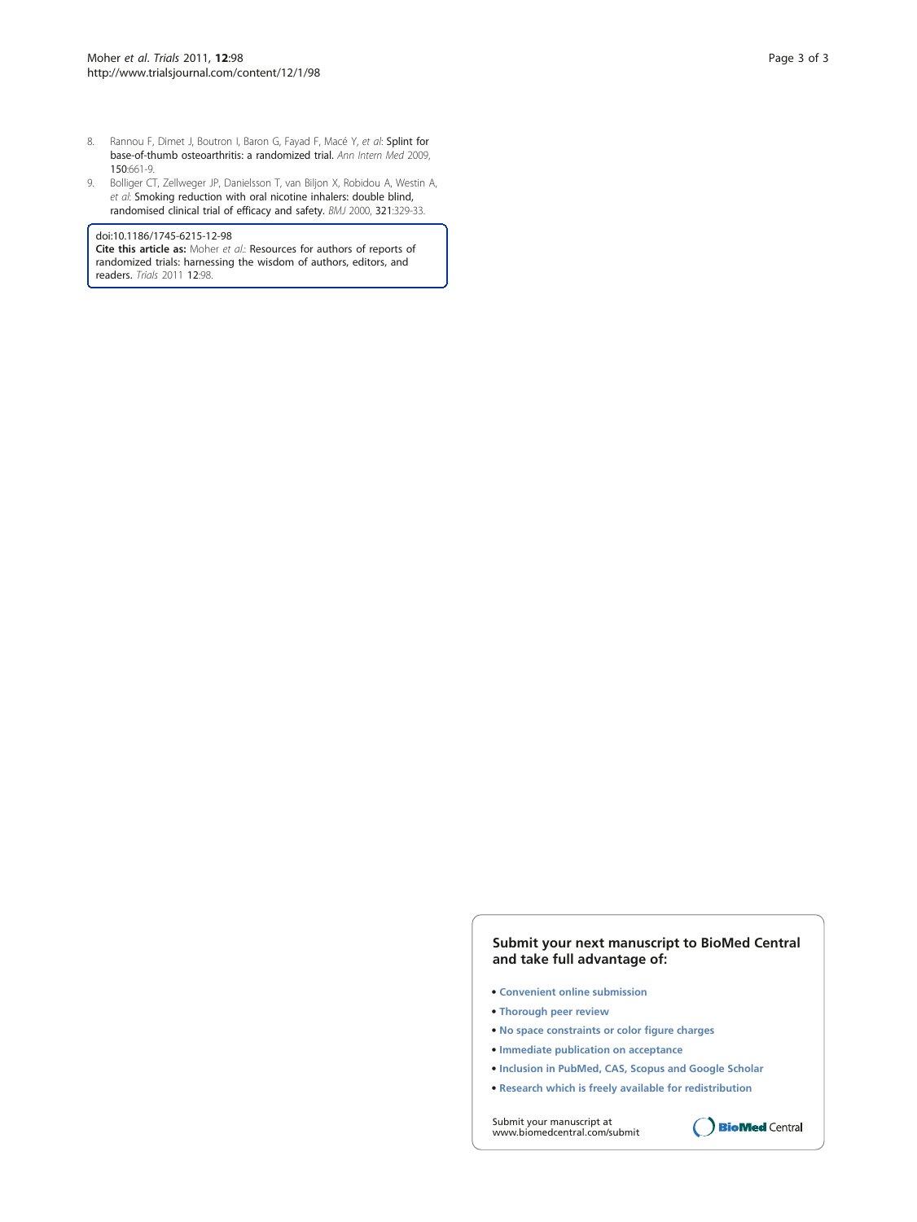8. Rannou F, Dimet J, Boutron I, Baron G, Fayad F, Macé Y, *et al*: **Splint for base-of-thumb osteoarthritis: a randomized trial.** *Ann Intern Med* 2009, **150**:661-9.
9. Bolliger CT, Zellweger JP, Danielsson T, van Biljon X, Robidou A, Westin A, *et al*: **Smoking reduction with oral nicotine inhalers: double blind, randomised clinical trial of efficacy and safety.** *BMJ* 2000, **321**:329-33.

doi:10.1186/1745-6215-12-98

**Cite this article as:** Moher *et al.*: Resources for authors of reports of randomized trials: harnessing the wisdom of authors, editors, and readers. *Trials* 2011 **12**:98.

**Submit your next manuscript to BioMed Central and take full advantage of:**

- **Convenient online submission**
- **Thorough peer review**
- **No space constraints or color figure charges**
- **Immediate publication on acceptance**
- **Inclusion in PubMed, CAS, Scopus and Google Scholar**
- **Research which is freely available for redistribution**

Submit your manuscript at www.biomedcentral.com/submit

BioMed Central